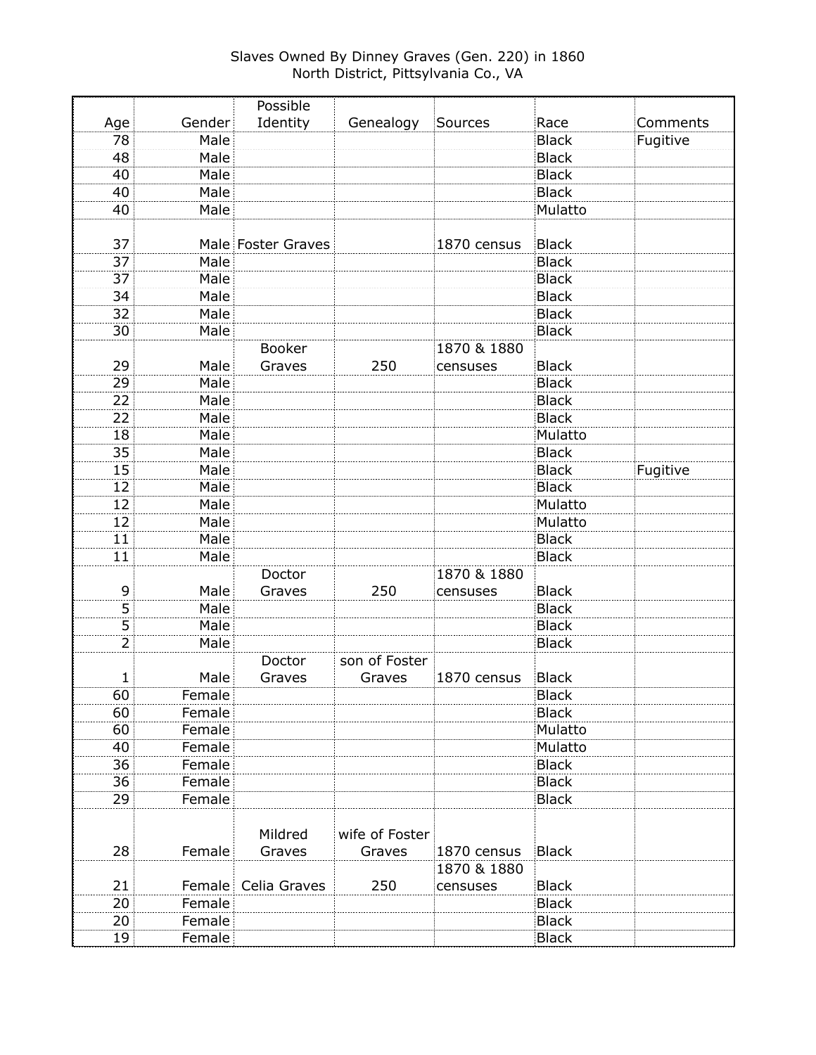Slaves Owned By Dinney Graves (Gen. 220) in 1860
North District, Pittsylvania Co., VA

| Age | Gender | Possible Identity | Genealogy | Sources | Race | Comments |
|---|---|---|---|---|---|---|
| 78 | Male | | | | Black | Fugitive |
| 48 | Male | | | | Black | |
| 40 | Male | | | | Black | |
| 40 | Male | | | | Black | |
| 40 | Male | | | | Mulatto | |
| 37 | Male | Foster Graves | | 1870 census | Black | |
| 37 | Male | | | | Black | |
| 37 | Male | | | | Black | |
| 34 | Male | | | | Black | |
| 32 | Male | | | | Black | |
| 30 | Male | | | | Black | |
| 29 | Male | Booker Graves | 250 | 1870 & 1880 censuses | Black | |
| 29 | Male | | | | Black | |
| 22 | Male | | | | Black | |
| 22 | Male | | | | Black | |
| 18 | Male | | | | Mulatto | |
| 35 | Male | | | | Black | |
| 15 | Male | | | | Black | Fugitive |
| 12 | Male | | | | Black | |
| 12 | Male | | | | Mulatto | |
| 12 | Male | | | | Mulatto | |
| 11 | Male | | | | Black | |
| 11 | Male | | | | Black | |
| 9 | Male | Doctor Graves | 250 | 1870 & 1880 censuses | Black | |
| 5 | Male | | | | Black | |
| 5 | Male | | | | Black | |
| 2 | Male | | | | Black | |
| 1 | Male | Doctor Graves | son of Foster Graves | 1870 census | Black | |
| 60 | Female | | | | Black | |
| 60 | Female | | | | Black | |
| 60 | Female | | | | Mulatto | |
| 40 | Female | | | | Mulatto | |
| 36 | Female | | | | Black | |
| 36 | Female | | | | Black | |
| 29 | Female | | | | Black | |
| 28 | Female | Mildred Graves | wife of Foster Graves | 1870 census | Black | |
| 21 | Female | Celia Graves | 250 | 1870 & 1880 censuses | Black | |
| 20 | Female | | | | Black | |
| 20 | Female | | | | Black | |
| 19 | Female | | | | Black | |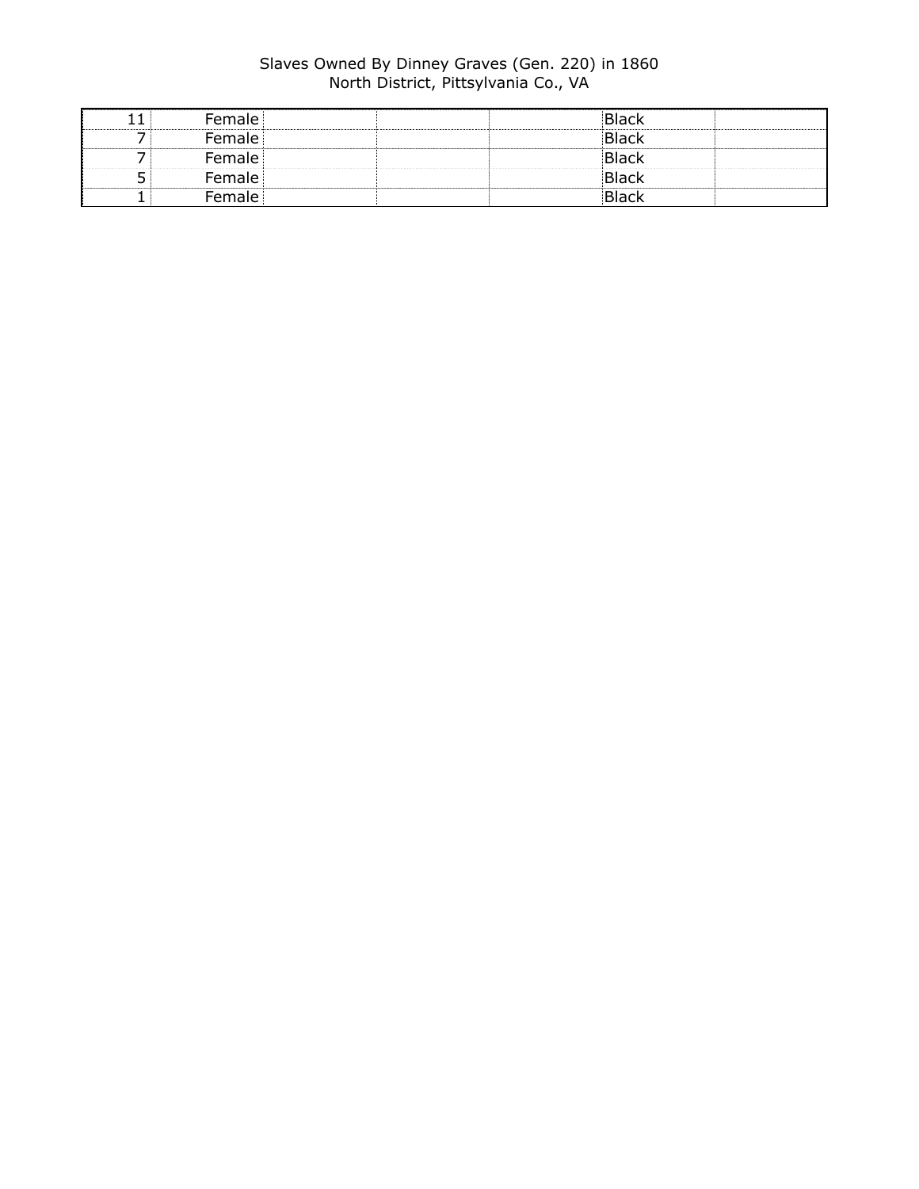Slaves Owned By Dinney Graves (Gen. 220) in 1860
North District, Pittsylvania Co., VA

| | | | | | |
|---|---|---|---|---|---|
| 11 | Female | | | Black | |
| 7 | Female | | | Black | |
| 7 | Female | | | Black | |
| 5 | Female | | | Black | |
| 1 | Female | | | Black | |